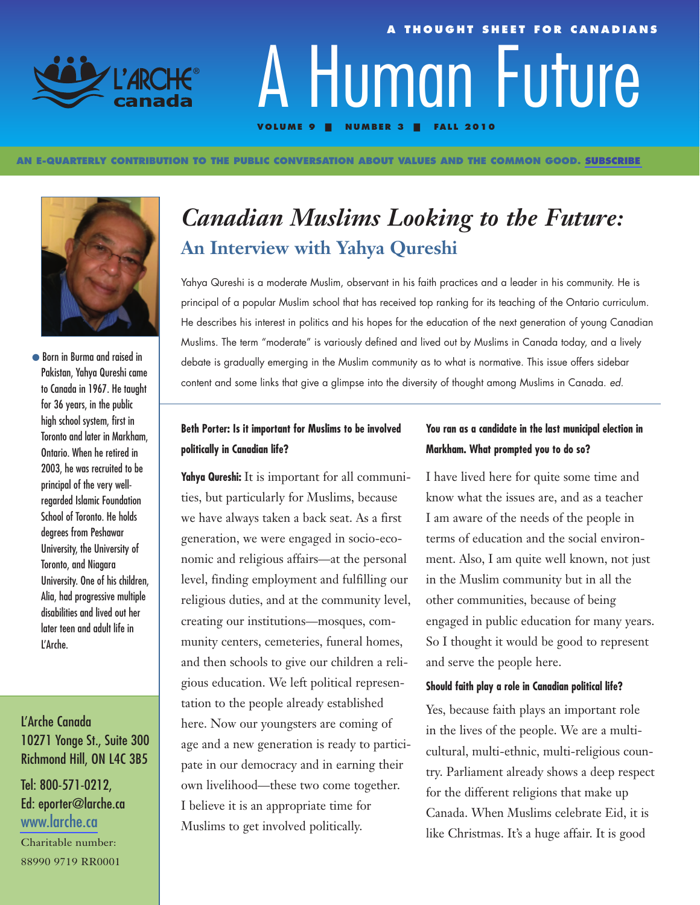A THOUGHT SHEET FOR CANADIANS

# A Human Future

VOLUME 9 ■ NUMBER 3 ■ FALL 2010

AN E-QUARTERLY CONTRIBUTION TO THE PUBLIC CONVERSATION ABOUT VALUES AND THE COMMON GOOD. SUBSCRIBE

## *Canadian Muslims Looking to the Future:*
### An Interview with Yahya Qureshi

Yahya Qureshi is a moderate Muslim, observant in his faith practices and a leader in his community. He is principal of a popular Muslim school that has received top ranking for its teaching of the Ontario curriculum. He describes his interest in politics and his hopes for the education of the next generation of young Canadian Muslims. The term "moderate" is variously defined and lived out by Muslims in Canada today, and a lively debate is gradually emerging in the Muslim community as to what is normative. This issue offers sidebar content and some links that give a glimpse into the diversity of thought among Muslims in Canada. *ed.*

- Born in Burma and raised in Pakistan, Yahya Qureshi came to Canada in 1967. He taught for 36 years, in the public high school system, first in Toronto and later in Markham, Ontario. When he retired in 2003, he was recruited to be principal of the very well-regarded Islamic Foundation School of Toronto. He holds degrees from Peshawar University, the University of Toronto, and Niagara University. One of his children, Alia, had progressive multiple disabilities and lived out her later teen and adult life in L'Arche.

**Beth Porter: Is it important for Muslims to be involved politically in Canadian life?**

**Yahya Qureshi:** It is important for all communities, but particularly for Muslims, because we have always taken a back seat. As a first generation, we were engaged in socio-economic and religious affairs—at the personal level, finding employment and fulfilling our religious duties, and at the community level, creating our institutions—mosques, community centers, cemeteries, funeral homes, and then schools to give our children a religious education. We left political representation to the people already established here. Now our youngsters are coming of age and a new generation is ready to participate in our democracy and in earning their own livelihood—these two come together. I believe it is an appropriate time for Muslims to get involved politically.

**You ran as a candidate in the last municipal election in Markham. What prompted you to do so?**

I have lived here for quite some time and know what the issues are, and as a teacher I am aware of the needs of the people in terms of education and the social environment. Also, I am quite well known, not just in the Muslim community but in all the other communities, because of being engaged in public education for many years. So I thought it would be good to represent and serve the people here.

**Should faith play a role in Canadian political life?**

Yes, because faith plays an important role in the lives of the people. We are a multicultural, multi-ethnic, multi-religious country. Parliament already shows a deep respect for the different religions that make up Canada. When Muslims celebrate Eid, it is like Christmas. It's a huge affair. It is good

L'Arche Canada
10271 Yonge St., Suite 300
Richmond Hill, ON L4C 3B5

Tel: 800-571-0212,
Ed: eporter@larche.ca
www.larche.ca

Charitable number:
88990 9719 RR0001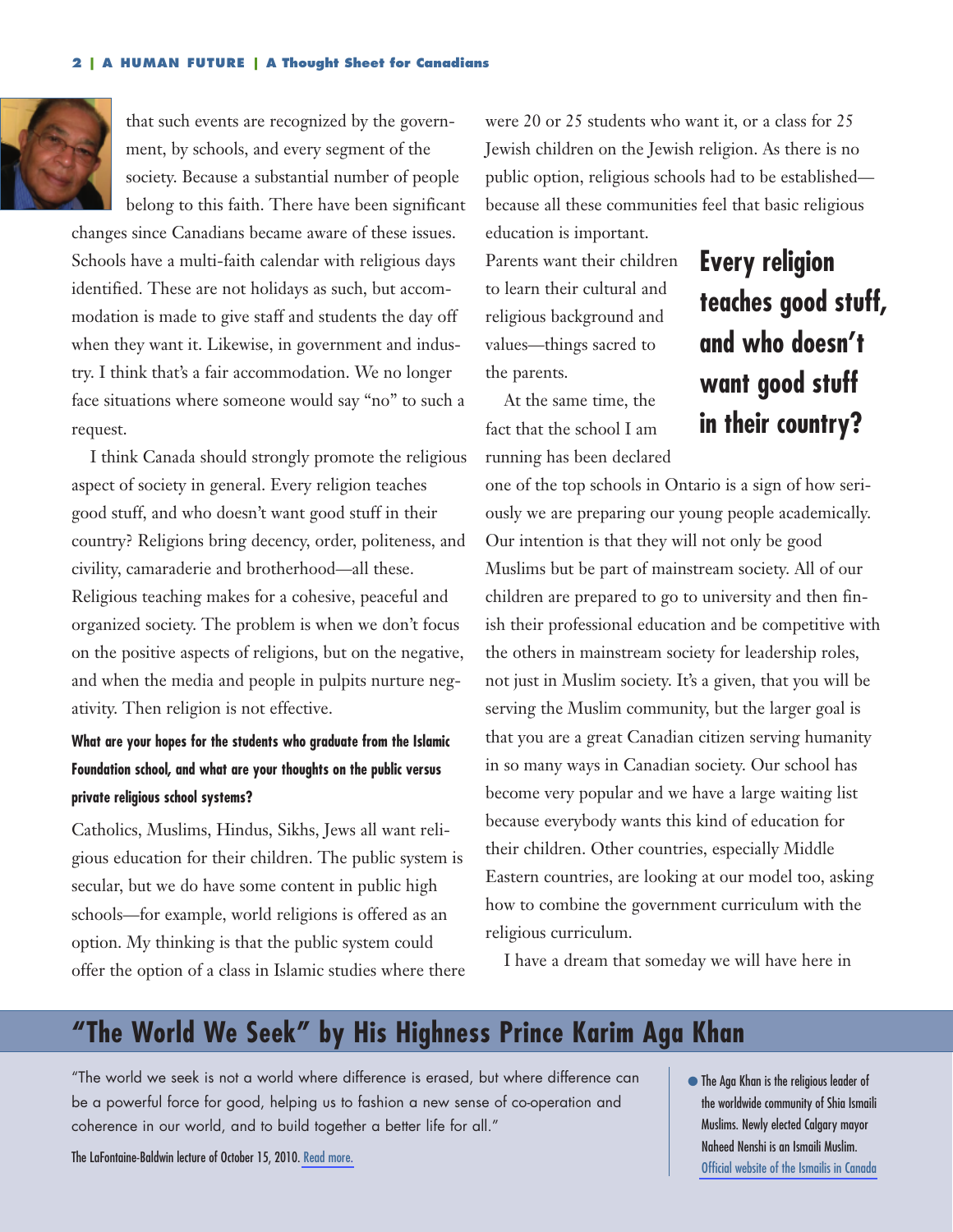that such events are recognized by the government, by schools, and every segment of the society. Because a substantial number of people belong to this faith. There have been significant changes since Canadians became aware of these issues. Schools have a multi-faith calendar with religious days identified. These are not holidays as such, but accommodation is made to give staff and students the day off when they want it. Likewise, in government and industry. I think that's a fair accommodation. We no longer face situations where someone would say "no" to such a request.

I think Canada should strongly promote the religious aspect of society in general. Every religion teaches good stuff, and who doesn't want good stuff in their country? Religions bring decency, order, politeness, and civility, camaraderie and brotherhood—all these. Religious teaching makes for a cohesive, peaceful and organized society. The problem is when we don't focus on the positive aspects of religions, but on the negative, and when the media and people in pulpits nurture negativity. Then religion is not effective.

**What are your hopes for the students who graduate from the Islamic Foundation school, and what are your thoughts on the public versus private religious school systems?**

Catholics, Muslims, Hindus, Sikhs, Jews all want religious education for their children. The public system is secular, but we do have some content in public high schools—for example, world religions is offered as an option. My thinking is that the public system could offer the option of a class in Islamic studies where there were 20 or 25 students who want it, or a class for 25 Jewish children on the Jewish religion. As there is no public option, religious schools had to be established—because all these communities feel that basic religious education is important. Parents want their children to learn their cultural and religious background and values—things sacred to the parents.

**Every religion teaches good stuff, and who doesn't want good stuff in their country?**

At the same time, the fact that the school I am running has been declared one of the top schools in Ontario is a sign of how seriously we are preparing our young people academically. Our intention is that they will not only be good Muslims but be part of mainstream society. All of our children are prepared to go to university and then finish their professional education and be competitive with the others in mainstream society for leadership roles, not just in Muslim society. It's a given, that you will be serving the Muslim community, but the larger goal is that you are a great Canadian citizen serving humanity in so many ways in Canadian society. Our school has become very popular and we have a large waiting list because everybody wants this kind of education for their children. Other countries, especially Middle Eastern countries, are looking at our model too, asking how to combine the government curriculum with the religious curriculum.

I have a dream that someday we will have here in

## "The World We Seek" by His Highness Prince Karim Aga Khan

"The world we seek is not a world where difference is erased, but where difference can be a powerful force for good, helping us to fashion a new sense of co-operation and coherence in our world, and to build together a better life for all."

The LaFontaine-Baldwin lecture of October 15, 2010. Read more.

- The Aga Khan is the religious leader of the worldwide community of Shia Ismaili Muslims. Newly elected Calgary mayor Naheed Nenshi is an Ismaili Muslim. Official website of the Ismailis in Canada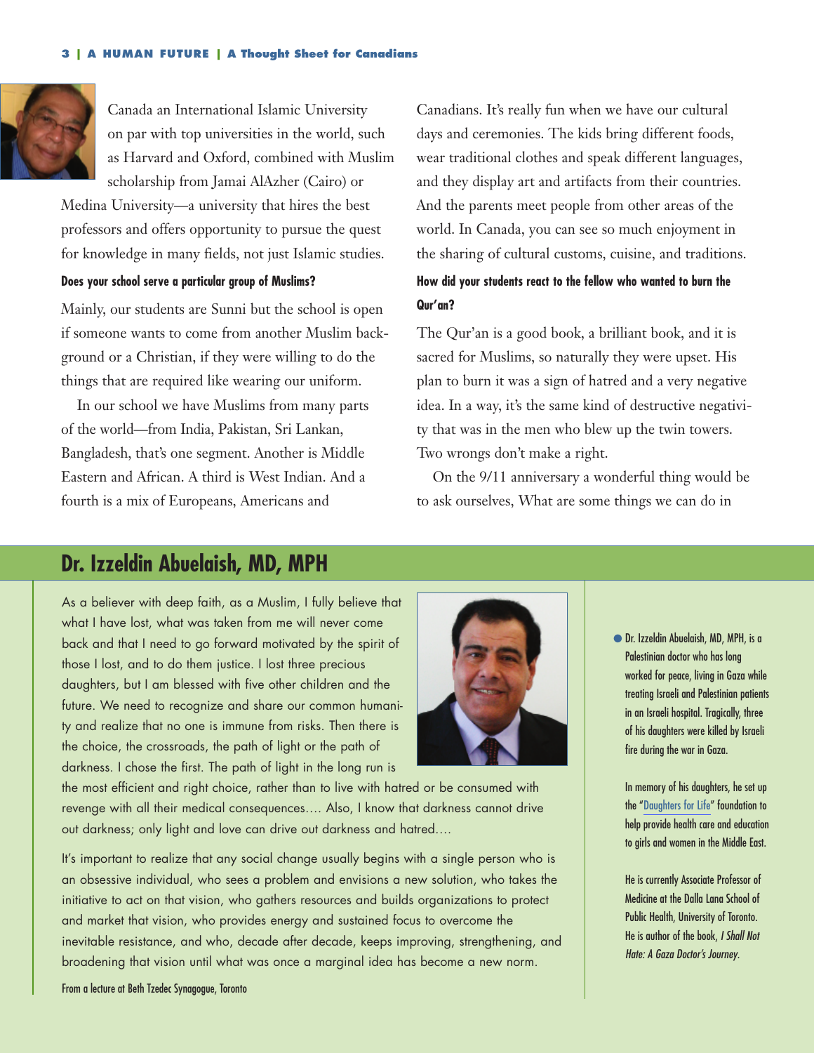Canada an International Islamic University on par with top universities in the world, such as Harvard and Oxford, combined with Muslim scholarship from Jamai AlAzher (Cairo) or Medina University—a university that hires the best professors and offers opportunity to pursue the quest for knowledge in many fields, not just Islamic studies.

**Does your school serve a particular group of Muslims?**

Mainly, our students are Sunni but the school is open if someone wants to come from another Muslim background or a Christian, if they were willing to do the things that are required like wearing our uniform.

In our school we have Muslims from many parts of the world—from India, Pakistan, Sri Lankan, Bangladesh, that's one segment. Another is Middle Eastern and African. A third is West Indian. And a fourth is a mix of Europeans, Americans and Canadians. It's really fun when we have our cultural days and ceremonies. The kids bring different foods, wear traditional clothes and speak different languages, and they display art and artifacts from their countries. And the parents meet people from other areas of the world. In Canada, you can see so much enjoyment in the sharing of cultural customs, cuisine, and traditions.

**How did your students react to the fellow who wanted to burn the Qur'an?**

The Qur'an is a good book, a brilliant book, and it is sacred for Muslims, so naturally they were upset. His plan to burn it was a sign of hatred and a very negative idea. In a way, it's the same kind of destructive negativity that was in the men who blew up the twin towers. Two wrongs don't make a right.

On the 9/11 anniversary a wonderful thing would be to ask ourselves, What are some things we can do in

## Dr. Izzeldin Abuelaish, MD, MPH

As a believer with deep faith, as a Muslim, I fully believe that what I have lost, what was taken from me will never come back and that I need to go forward motivated by the spirit of those I lost, and to do them justice. I lost three precious daughters, but I am blessed with five other children and the future. We need to recognize and share our common humanity and realize that no one is immune from risks. Then there is the choice, the crossroads, the path of light or the path of darkness. I chose the first. The path of light in the long run is the most efficient and right choice, rather than to live with hatred or be consumed with revenge with all their medical consequences…. Also, I know that darkness cannot drive out darkness; only light and love can drive out darkness and hatred….

It's important to realize that any social change usually begins with a single person who is an obsessive individual, who sees a problem and envisions a new solution, who takes the initiative to act on that vision, who gathers resources and builds organizations to protect and market that vision, who provides energy and sustained focus to overcome the inevitable resistance, and who, decade after decade, keeps improving, strengthening, and broadening that vision until what was once a marginal idea has become a new norm.

From a lecture at Beth Tzedec Synagogue, Toronto

- Dr. Izzeldin Abuelaish, MD, MPH, is a Palestinian doctor who has long worked for peace, living in Gaza while treating Israeli and Palestinian patients in an Israeli hospital. Tragically, three of his daughters were killed by Israeli fire during the war in Gaza.

In memory of his daughters, he set up the "Daughters for Life" foundation to help provide health care and education to girls and women in the Middle East.

He is currently Associate Professor of Medicine at the Dalla Lana School of Public Health, University of Toronto. He is author of the book, *I Shall Not Hate: A Gaza Doctor's Journey*.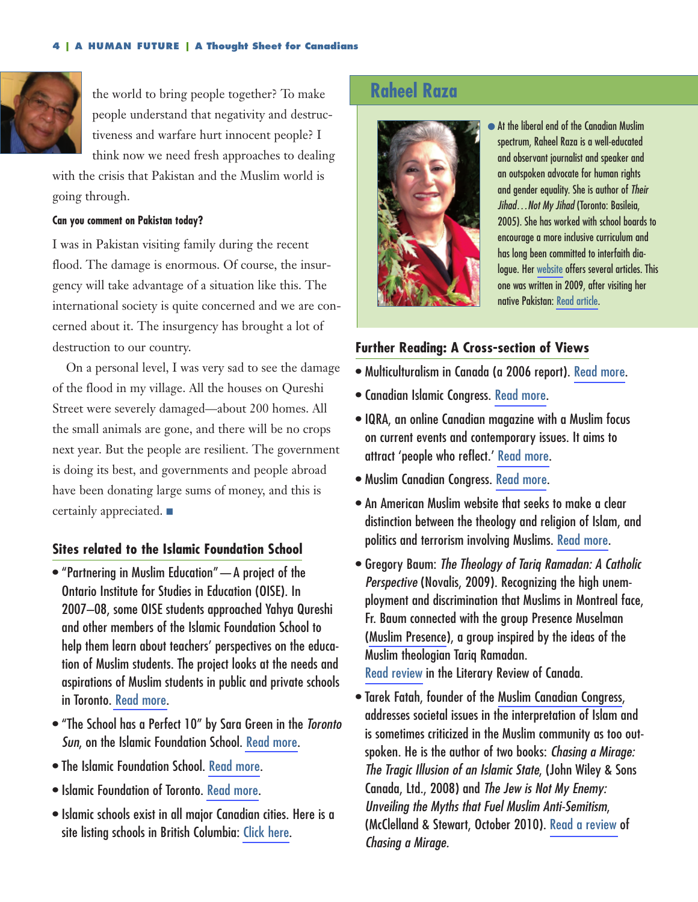the world to bring people together? To make people understand that negativity and destructiveness and warfare hurt innocent people? I think now we need fresh approaches to dealing with the crisis that Pakistan and the Muslim world is going through.

**Can you comment on Pakistan today?**

I was in Pakistan visiting family during the recent flood. The damage is enormous. Of course, the insurgency will take advantage of a situation like this. The international society is quite concerned and we are concerned about it. The insurgency has brought a lot of destruction to our country.

On a personal level, I was very sad to see the damage of the flood in my village. All the houses on Qureshi Street were severely damaged—about 200 homes. All the small animals are gone, and there will be no crops next year. But the people are resilient. The government is doing its best, and governments and people abroad have been donating large sums of money, and this is certainly appreciated. ■

## Sites related to the Islamic Foundation School

- "Partnering in Muslim Education"—A project of the Ontario Institute for Studies in Education (OISE). In 2007–08, some OISE students approached Yahya Qureshi and other members of the Islamic Foundation School to help them learn about teachers' perspectives on the education of Muslim students. The project looks at the needs and aspirations of Muslim students in public and private schools in Toronto. Read more.
- "The School has a Perfect 10" by Sara Green in the *Toronto Sun*, on the Islamic Foundation School. Read more.
- The Islamic Foundation School. Read more.
- Islamic Foundation of Toronto. Read more.
- Islamic schools exist in all major Canadian cities. Here is a site listing schools in British Columbia: Click here.

## Raheel Raza

- At the liberal end of the Canadian Muslim spectrum, Raheel Raza is a well-educated and observant journalist and speaker and an outspoken advocate for human rights and gender equality. She is author of *Their Jihad…Not My Jihad* (Toronto: Basileia, 2005). She has worked with school boards to encourage a more inclusive curriculum and has long been committed to interfaith dialogue. Her website offers several articles. This one was written in 2009, after visiting her native Pakistan: Read article.

## Further Reading: A Cross-section of Views

- Multiculturalism in Canada (a 2006 report). Read more.
- Canadian Islamic Congress. Read more.
- IQRA, an online Canadian magazine with a Muslim focus on current events and contemporary issues. It aims to attract 'people who reflect.' Read more.
- Muslim Canadian Congress. Read more.
- An American Muslim website that seeks to make a clear distinction between the theology and religion of Islam, and politics and terrorism involving Muslims. Read more.
- Gregory Baum: *The Theology of Tariq Ramadan: A Catholic Perspective* (Novalis, 2009). Recognizing the high unemployment and discrimination that Muslims in Montreal face, Fr. Baum connected with the group Presence Muselman (Muslim Presence), a group inspired by the ideas of the Muslim theologian Tariq Ramadan. Read review in the Literary Review of Canada.
- Tarek Fatah, founder of the Muslim Canadian Congress, addresses societal issues in the interpretation of Islam and is sometimes criticized in the Muslim community as too outspoken. He is the author of two books: *Chasing a Mirage: The Tragic Illusion of an Islamic State*, (John Wiley & Sons Canada, Ltd., 2008) and *The Jew is Not My Enemy: Unveiling the Myths that Fuel Muslim Anti-Semitism*, (McClelland & Stewart, October 2010). Read a review of *Chasing a Mirage.*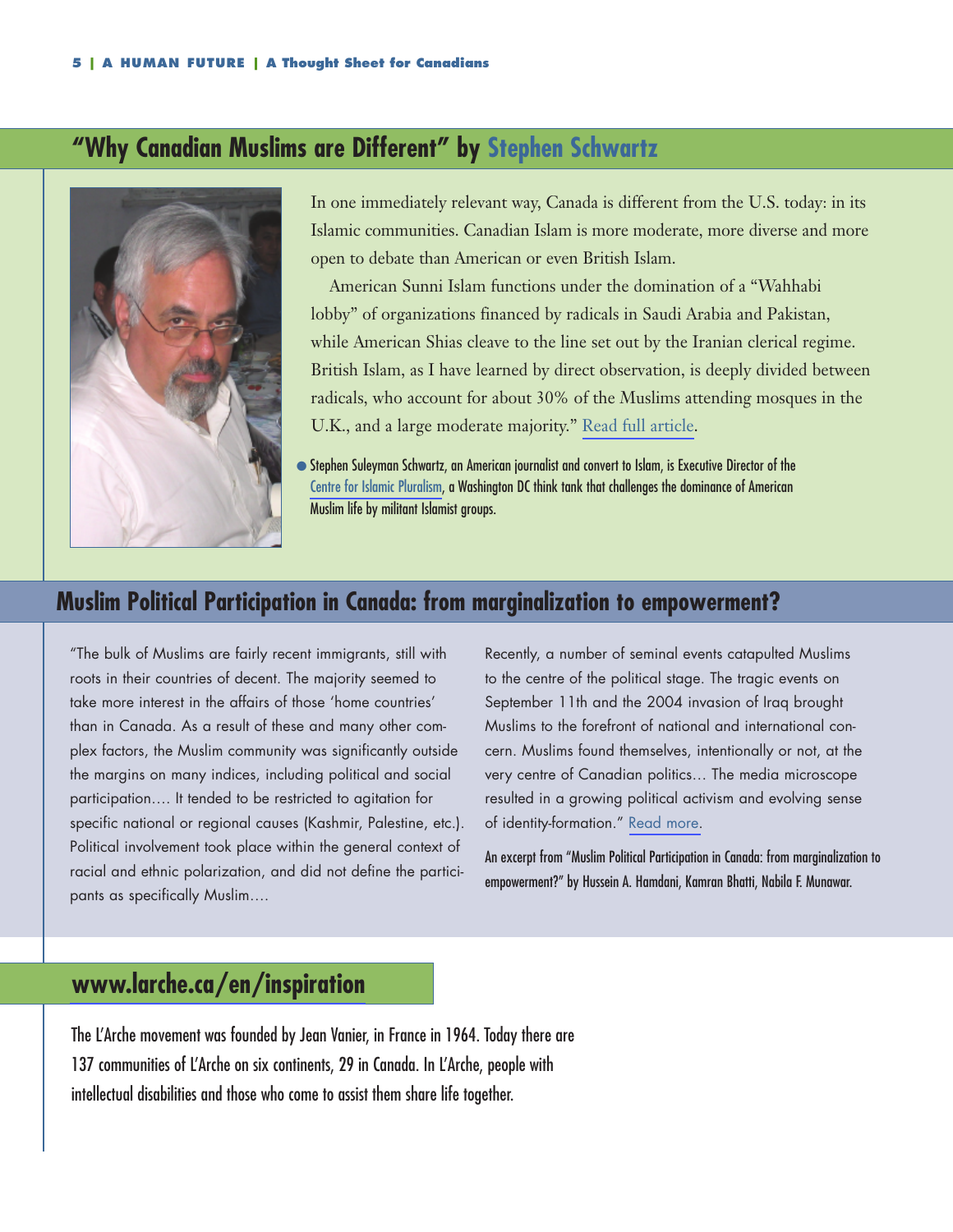## "Why Canadian Muslims are Different" by Stephen Schwartz

In one immediately relevant way, Canada is different from the U.S. today: in its Islamic communities. Canadian Islam is more moderate, more diverse and more open to debate than American or even British Islam.

American Sunni Islam functions under the domination of a "Wahhabi lobby" of organizations financed by radicals in Saudi Arabia and Pakistan, while American Shias cleave to the line set out by the Iranian clerical regime. British Islam, as I have learned by direct observation, is deeply divided between radicals, who account for about 30% of the Muslims attending mosques in the U.K., and a large moderate majority." Read full article.

- Stephen Suleyman Schwartz, an American journalist and convert to Islam, is Executive Director of the Centre for Islamic Pluralism, a Washington DC think tank that challenges the dominance of American Muslim life by militant Islamist groups.

## Muslim Political Participation in Canada: from marginalization to empowerment?

"The bulk of Muslims are fairly recent immigrants, still with roots in their countries of decent. The majority seemed to take more interest in the affairs of those 'home countries' than in Canada. As a result of these and many other complex factors, the Muslim community was significantly outside the margins on many indices, including political and social participation…. It tended to be restricted to agitation for specific national or regional causes (Kashmir, Palestine, etc.). Political involvement took place within the general context of racial and ethnic polarization, and did not define the participants as specifically Muslim….

Recently, a number of seminal events catapulted Muslims to the centre of the political stage. The tragic events on September 11th and the 2004 invasion of Iraq brought Muslims to the forefront of national and international concern. Muslims found themselves, intentionally or not, at the very centre of Canadian politics… The media microscope resulted in a growing political activism and evolving sense of identity-formation." Read more.

An excerpt from "Muslim Political Participation in Canada: from marginalization to empowerment?" by Hussein A. Hamdani, Kamran Bhatti, Nabila F. Munawar.

## www.larche.ca/en/inspiration

The L'Arche movement was founded by Jean Vanier, in France in 1964. Today there are 137 communities of L'Arche on six continents, 29 in Canada. In L'Arche, people with intellectual disabilities and those who come to assist them share life together.